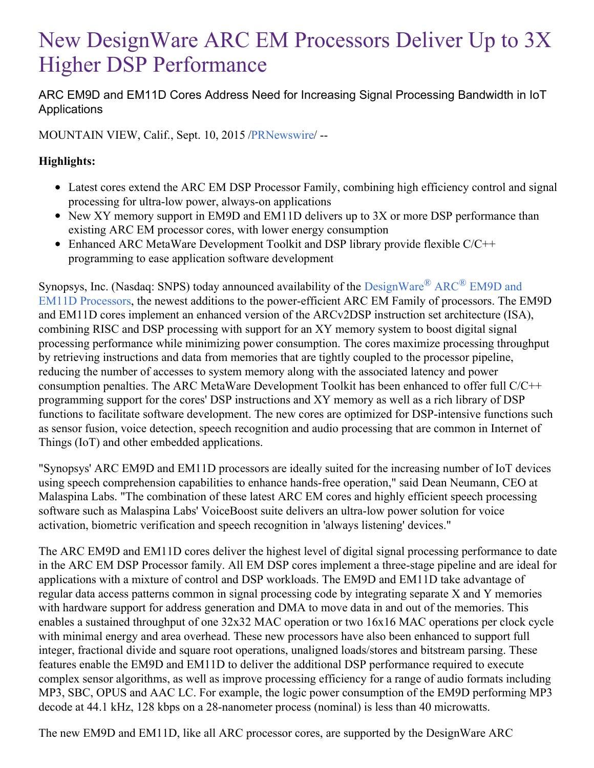# New DesignWare ARC EM Processors Deliver Up to 3X Higher DSP Performance

ARC EM9D and EM11D Cores Address Need for Increasing Signal Processing Bandwidth in IoT Applications

MOUNTAIN VIEW, Calif., Sept. 10, 2015 /PRNewswire/ --

**Highlights:**

- Latest cores extend the ARC EM DSP Processor Family, combining high efficiency control and signal processing for ultra-low power, always-on applications
- New XY memory support in EM9D and EM11D delivers up to 3X or more DSP performance than existing ARC EM processor cores, with lower energy consumption
- Enhanced ARC MetaWare Development Toolkit and DSP library provide flexible C/C++ programming to ease application software development

Synopsys, Inc. (Nasdaq: SNPS) today announced availability of the DesignWare® ARC® EM9D and EM11D Processors, the newest additions to the power-efficient ARC EM Family of processors. The EM9D and EM11D cores implement an enhanced version of the ARCv2DSP instruction set architecture (ISA), combining RISC and DSP processing with support for an XY memory system to boost digital signal processing performance while minimizing power consumption. The cores maximize processing throughput by retrieving instructions and data from memories that are tightly coupled to the processor pipeline, reducing the number of accesses to system memory along with the associated latency and power consumption penalties. The ARC MetaWare Development Toolkit has been enhanced to offer full C/C++ programming support for the cores' DSP instructions and XY memory as well as a rich library of DSP functions to facilitate software development. The new cores are optimized for DSP-intensive functions such as sensor fusion, voice detection, speech recognition and audio processing that are common in Internet of Things (IoT) and other embedded applications.

"Synopsys' ARC EM9D and EM11D processors are ideally suited for the increasing number of IoT devices using speech comprehension capabilities to enhance hands-free operation," said Dean Neumann, CEO at Malaspina Labs. "The combination of these latest ARC EM cores and highly efficient speech processing software such as Malaspina Labs' VoiceBoost suite delivers an ultra-low power solution for voice activation, biometric verification and speech recognition in 'always listening' devices."

The ARC EM9D and EM11D cores deliver the highest level of digital signal processing performance to date in the ARC EM DSP Processor family. All EM DSP cores implement a three-stage pipeline and are ideal for applications with a mixture of control and DSP workloads. The EM9D and EM11D take advantage of regular data access patterns common in signal processing code by integrating separate X and Y memories with hardware support for address generation and DMA to move data in and out of the memories. This enables a sustained throughput of one 32x32 MAC operation or two 16x16 MAC operations per clock cycle with minimal energy and area overhead. These new processors have also been enhanced to support full integer, fractional divide and square root operations, unaligned loads/stores and bitstream parsing. These features enable the EM9D and EM11D to deliver the additional DSP performance required to execute complex sensor algorithms, as well as improve processing efficiency for a range of audio formats including MP3, SBC, OPUS and AAC LC. For example, the logic power consumption of the EM9D performing MP3 decode at 44.1 kHz, 128 kbps on a 28-nanometer process (nominal) is less than 40 microwatts.

The new EM9D and EM11D, like all ARC processor cores, are supported by the DesignWare ARC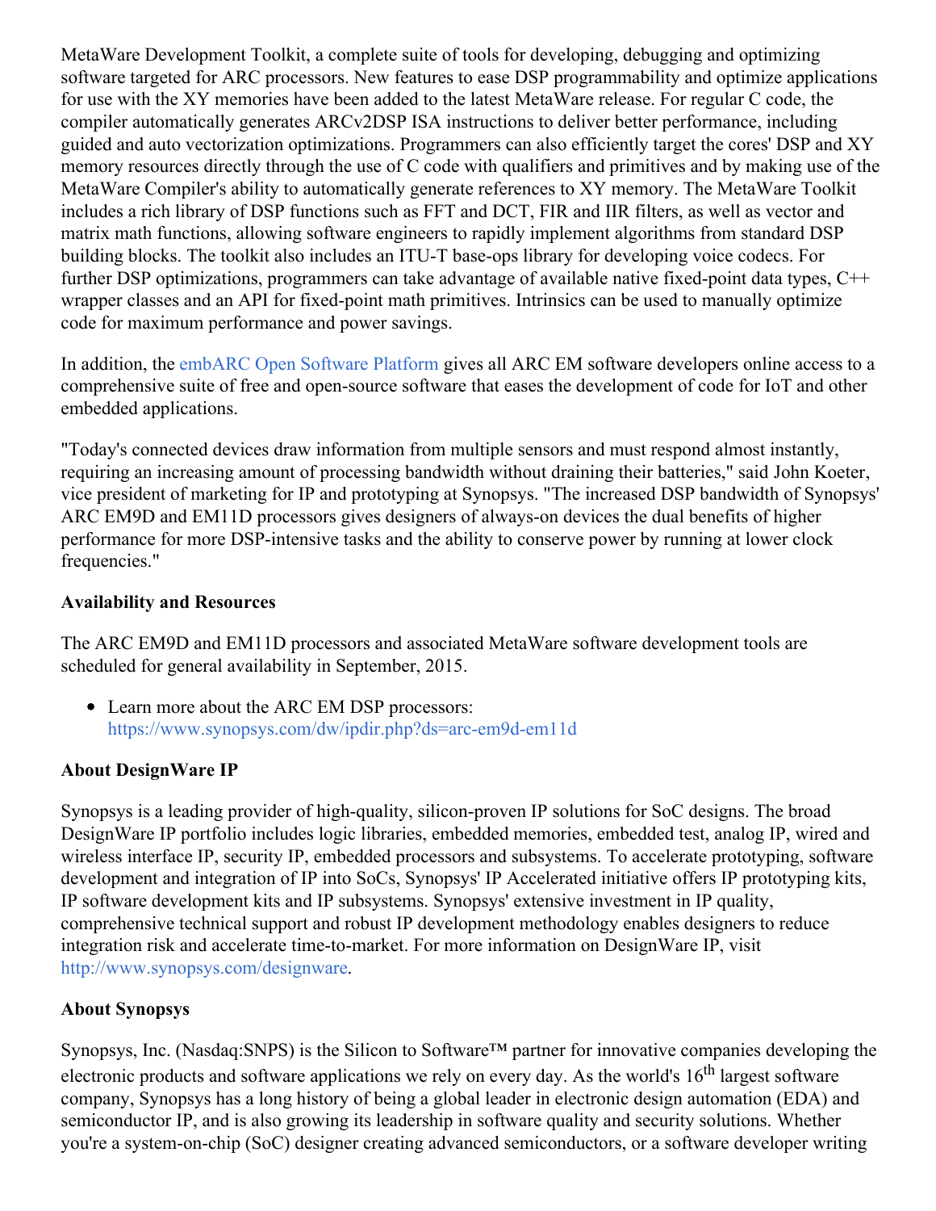MetaWare Development Toolkit, a complete suite of tools for developing, debugging and optimizing software targeted for ARC processors. New features to ease DSP programmability and optimize applications for use with the XY memories have been added to the latest MetaWare release. For regular C code, the compiler automatically generates ARCv2DSP ISA instructions to deliver better performance, including guided and auto vectorization optimizations. Programmers can also efficiently target the cores' DSP and XY memory resources directly through the use of C code with qualifiers and primitives and by making use of the MetaWare Compiler's ability to automatically generate references to XY memory. The MetaWare Toolkit includes a rich library of DSP functions such as FFT and DCT, FIR and IIR filters, as well as vector and matrix math functions, allowing software engineers to rapidly implement algorithms from standard DSP building blocks. The toolkit also includes an ITU-T base-ops library for developing voice codecs. For further DSP optimizations, programmers can take advantage of available native fixed-point data types, C++ wrapper classes and an API for fixed-point math primitives. Intrinsics can be used to manually optimize code for maximum performance and power savings.

In addition, the embARC Open Software Platform gives all ARC EM software developers online access to a comprehensive suite of free and open-source software that eases the development of code for IoT and other embedded applications.

"Today's connected devices draw information from multiple sensors and must respond almost instantly, requiring an increasing amount of processing bandwidth without draining their batteries," said John Koeter, vice president of marketing for IP and prototyping at Synopsys. "The increased DSP bandwidth of Synopsys' ARC EM9D and EM11D processors gives designers of always-on devices the dual benefits of higher performance for more DSP-intensive tasks and the ability to conserve power by running at lower clock frequencies."

**Availability and Resources**

The ARC EM9D and EM11D processors and associated MetaWare software development tools are scheduled for general availability in September, 2015.

- Learn more about the ARC EM DSP processors: https://www.synopsys.com/dw/ipdir.php?ds=arc-em9d-em11d

**About DesignWare IP**

Synopsys is a leading provider of high-quality, silicon-proven IP solutions for SoC designs. The broad DesignWare IP portfolio includes logic libraries, embedded memories, embedded test, analog IP, wired and wireless interface IP, security IP, embedded processors and subsystems. To accelerate prototyping, software development and integration of IP into SoCs, Synopsys' IP Accelerated initiative offers IP prototyping kits, IP software development kits and IP subsystems. Synopsys' extensive investment in IP quality, comprehensive technical support and robust IP development methodology enables designers to reduce integration risk and accelerate time-to-market. For more information on DesignWare IP, visit http://www.synopsys.com/designware.

**About Synopsys**

Synopsys, Inc. (Nasdaq:SNPS) is the Silicon to Software™ partner for innovative companies developing the electronic products and software applications we rely on every day. As the world's 16th largest software company, Synopsys has a long history of being a global leader in electronic design automation (EDA) and semiconductor IP, and is also growing its leadership in software quality and security solutions. Whether you're a system-on-chip (SoC) designer creating advanced semiconductors, or a software developer writing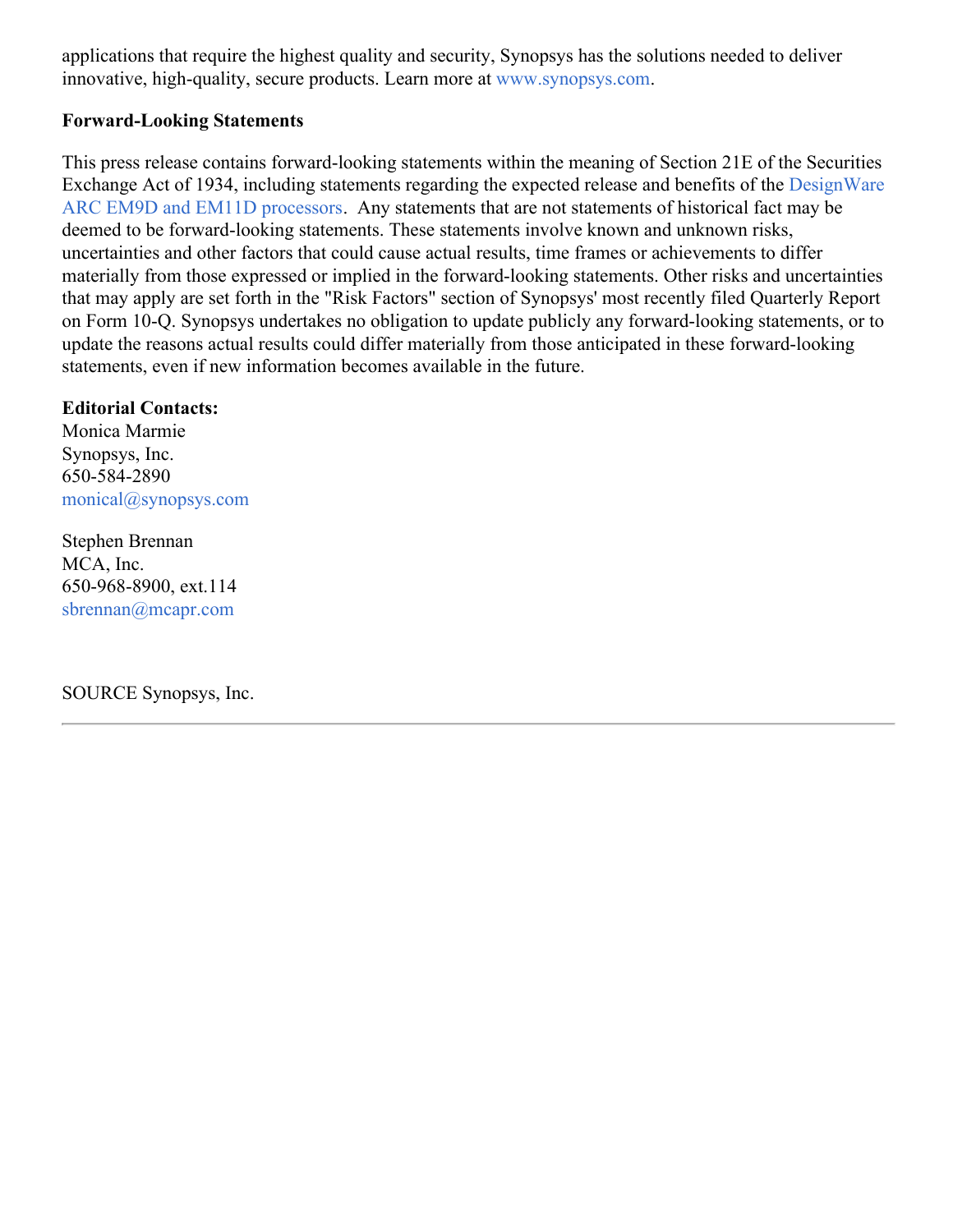applications that require the highest quality and security, Synopsys has the solutions needed to deliver innovative, high-quality, secure products. Learn more at www.synopsys.com.

**Forward-Looking Statements**

This press release contains forward-looking statements within the meaning of Section 21E of the Securities Exchange Act of 1934, including statements regarding the expected release and benefits of the DesignWare ARC EM9D and EM11D processors. Any statements that are not statements of historical fact may be deemed to be forward-looking statements. These statements involve known and unknown risks, uncertainties and other factors that could cause actual results, time frames or achievements to differ materially from those expressed or implied in the forward-looking statements. Other risks and uncertainties that may apply are set forth in the "Risk Factors" section of Synopsys' most recently filed Quarterly Report on Form 10-Q. Synopsys undertakes no obligation to update publicly any forward-looking statements, or to update the reasons actual results could differ materially from those anticipated in these forward-looking statements, even if new information becomes available in the future.

**Editorial Contacts:**
Monica Marmie
Synopsys, Inc.
650-584-2890
monical@synopsys.com

Stephen Brennan
MCA, Inc.
650-968-8900, ext.114
sbrennan@mcapr.com

SOURCE Synopsys, Inc.

---